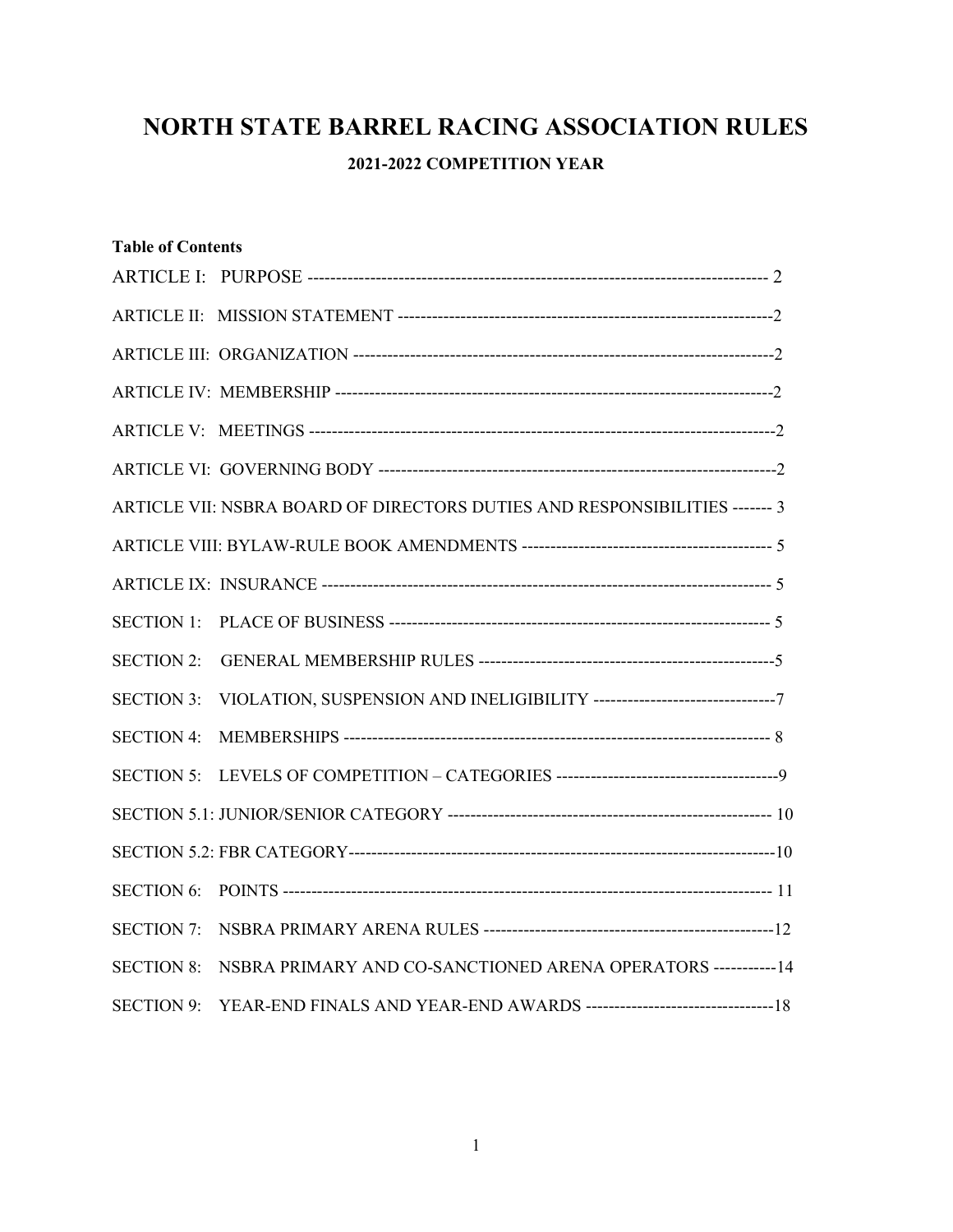# NORTH STATE BARREL RACING ASSOCIATION RULES

## 2021-2022 COMPETITION YEAR

**Table of Contents**

ARTICLE I: PURPOSE -------------------------------------------------------------------------------- 2

ARTICLE II: MISSION STATEMENT -------------------------------------------------------------------2

ARTICLE III: ORGANIZATION ---------------------------------------------------------------------------2

ARTICLE IV: MEMBERSHIP ------------------------------------------------------------------------------2

ARTICLE V: MEETINGS -----------------------------------------------------------------------------------2

ARTICLE VI: GOVERNING BODY ----------------------------------------------------------------------2

ARTICLE VII: NSBRA BOARD OF DIRECTORS DUTIES AND RESPONSIBILITIES ------- 3

ARTICLE VIII: BYLAW-RULE BOOK AMENDMENTS -------------------------------------------- 5

ARTICLE IX: INSURANCE -------------------------------------------------------------------------------- 5

SECTION 1: PLACE OF BUSINESS ------------------------------------------------------------------- 5

SECTION 2: GENERAL MEMBERSHIP RULES ----------------------------------------------------5

SECTION 3: VIOLATION, SUSPENSION AND INELIGIBILITY --------------------------------7

SECTION 4: MEMBERSHIPS ---------------------------------------------------------------------------- 8

SECTION 5: LEVELS OF COMPETITION – CATEGORIES ---------------------------------------9

SECTION 5.1: JUNIOR/SENIOR CATEGORY --------------------------------------------------------- 10

SECTION 5.2: FBR CATEGORY---------------------------------------------------------------------------10

SECTION 6: POINTS --------------------------------------------------------------------------------------- 11

SECTION 7: NSBRA PRIMARY ARENA RULES ---------------------------------------------------12

SECTION 8: NSBRA PRIMARY AND CO-SANCTIONED ARENA OPERATORS -----------14

SECTION 9: YEAR-END FINALS AND YEAR-END AWARDS ---------------------------------18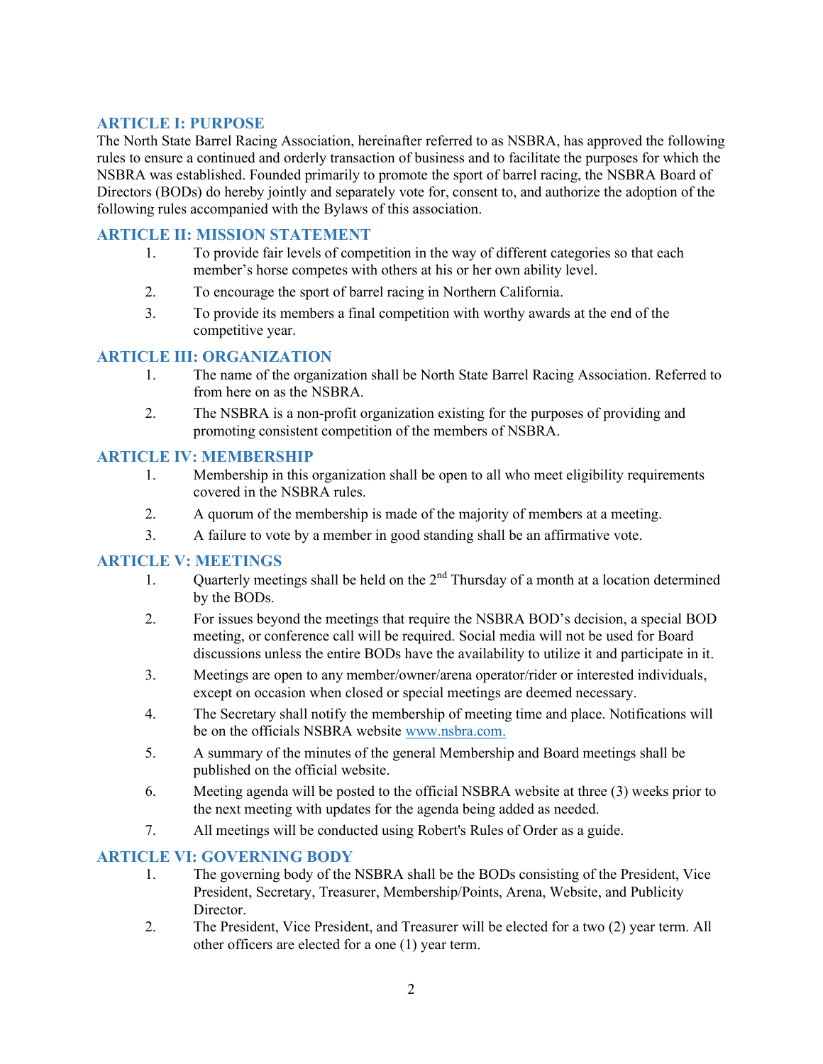## ARTICLE I: PURPOSE

The North State Barrel Racing Association, hereinafter referred to as NSBRA, has approved the following rules to ensure a continued and orderly transaction of business and to facilitate the purposes for which the NSBRA was established. Founded primarily to promote the sport of barrel racing, the NSBRA Board of Directors (BODs) do hereby jointly and separately vote for, consent to, and authorize the adoption of the following rules accompanied with the Bylaws of this association.

## ARTICLE II: MISSION STATEMENT

1. To provide fair levels of competition in the way of different categories so that each member's horse competes with others at his or her own ability level.
2. To encourage the sport of barrel racing in Northern California.
3. To provide its members a final competition with worthy awards at the end of the competitive year.

## ARTICLE III: ORGANIZATION

1. The name of the organization shall be North State Barrel Racing Association. Referred to from here on as the NSBRA.
2. The NSBRA is a non-profit organization existing for the purposes of providing and promoting consistent competition of the members of NSBRA.

## ARTICLE IV: MEMBERSHIP

1. Membership in this organization shall be open to all who meet eligibility requirements covered in the NSBRA rules.
2. A quorum of the membership is made of the majority of members at a meeting.
3. A failure to vote by a member in good standing shall be an affirmative vote.

## ARTICLE V: MEETINGS

1. Quarterly meetings shall be held on the 2nd Thursday of a month at a location determined by the BODs.
2. For issues beyond the meetings that require the NSBRA BOD's decision, a special BOD meeting, or conference call will be required. Social media will not be used for Board discussions unless the entire BODs have the availability to utilize it and participate in it.
3. Meetings are open to any member/owner/arena operator/rider or interested individuals, except on occasion when closed or special meetings are deemed necessary.
4. The Secretary shall notify the membership of meeting time and place. Notifications will be on the officials NSBRA website www.nsbra.com.
5. A summary of the minutes of the general Membership and Board meetings shall be published on the official website.
6. Meeting agenda will be posted to the official NSBRA website at three (3) weeks prior to the next meeting with updates for the agenda being added as needed.
7. All meetings will be conducted using Robert's Rules of Order as a guide.

## ARTICLE VI: GOVERNING BODY

1. The governing body of the NSBRA shall be the BODs consisting of the President, Vice President, Secretary, Treasurer, Membership/Points, Arena, Website, and Publicity Director.
2. The President, Vice President, and Treasurer will be elected for a two (2) year term. All other officers are elected for a one (1) year term.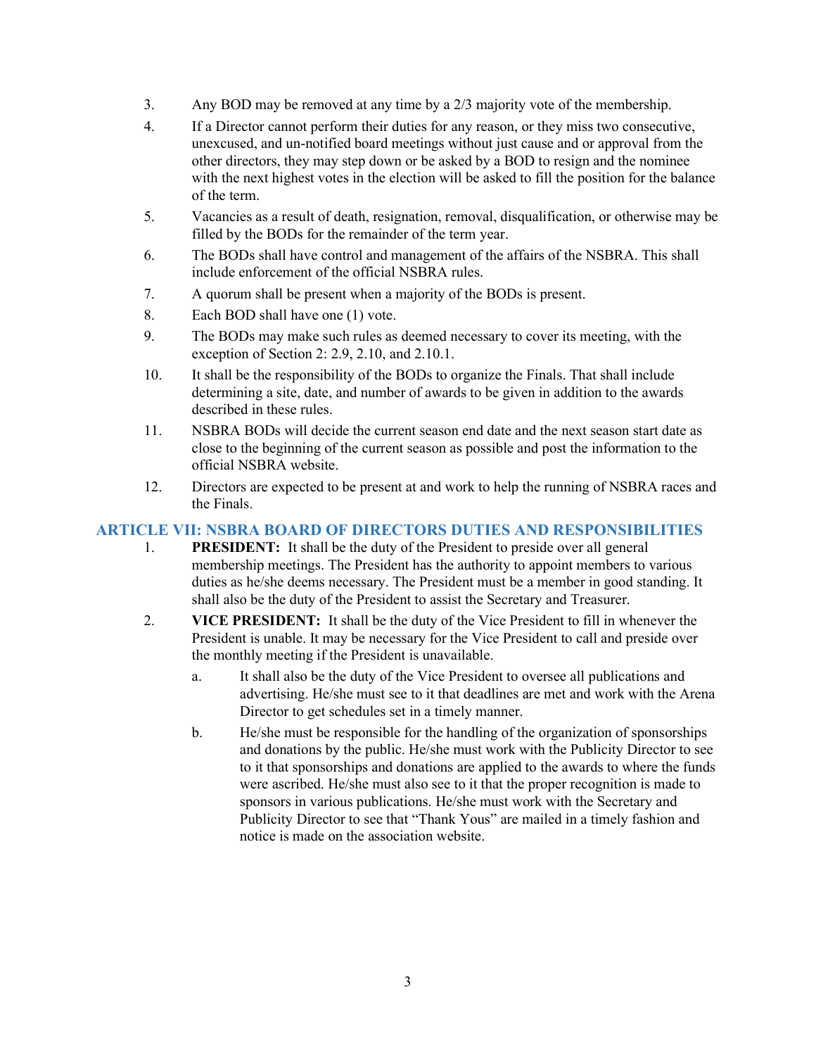3. Any BOD may be removed at any time by a 2/3 majority vote of the membership.
4. If a Director cannot perform their duties for any reason, or they miss two consecutive, unexcused, and un-notified board meetings without just cause and or approval from the other directors, they may step down or be asked by a BOD to resign and the nominee with the next highest votes in the election will be asked to fill the position for the balance of the term.
5. Vacancies as a result of death, resignation, removal, disqualification, or otherwise may be filled by the BODs for the remainder of the term year.
6. The BODs shall have control and management of the affairs of the NSBRA. This shall include enforcement of the official NSBRA rules.
7. A quorum shall be present when a majority of the BODs is present.
8. Each BOD shall have one (1) vote.
9. The BODs may make such rules as deemed necessary to cover its meeting, with the exception of Section 2: 2.9, 2.10, and 2.10.1.
10. It shall be the responsibility of the BODs to organize the Finals. That shall include determining a site, date, and number of awards to be given in addition to the awards described in these rules.
11. NSBRA BODs will decide the current season end date and the next season start date as close to the beginning of the current season as possible and post the information to the official NSBRA website.
12. Directors are expected to be present at and work to help the running of NSBRA races and the Finals.

## ARTICLE VII: NSBRA BOARD OF DIRECTORS DUTIES AND RESPONSIBILITIES

1. **PRESIDENT:** It shall be the duty of the President to preside over all general membership meetings. The President has the authority to appoint members to various duties as he/she deems necessary. The President must be a member in good standing. It shall also be the duty of the President to assist the Secretary and Treasurer.
2. **VICE PRESIDENT:** It shall be the duty of the Vice President to fill in whenever the President is unable. It may be necessary for the Vice President to call and preside over the monthly meeting if the President is unavailable.
   a. It shall also be the duty of the Vice President to oversee all publications and advertising. He/she must see to it that deadlines are met and work with the Arena Director to get schedules set in a timely manner.
   b. He/she must be responsible for the handling of the organization of sponsorships and donations by the public. He/she must work with the Publicity Director to see to it that sponsorships and donations are applied to the awards to where the funds were ascribed. He/she must also see to it that the proper recognition is made to sponsors in various publications. He/she must work with the Secretary and Publicity Director to see that "Thank Yous" are mailed in a timely fashion and notice is made on the association website.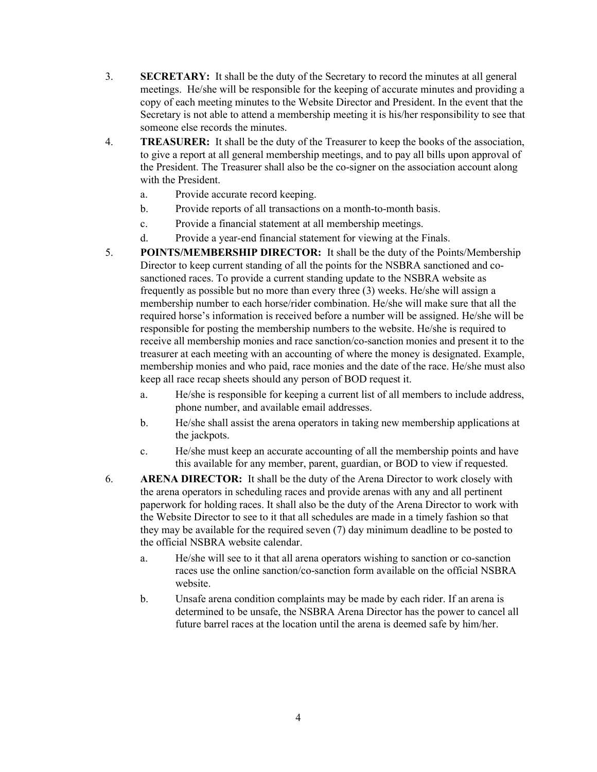3. **SECRETARY:** It shall be the duty of the Secretary to record the minutes at all general meetings. He/she will be responsible for the keeping of accurate minutes and providing a copy of each meeting minutes to the Website Director and President. In the event that the Secretary is not able to attend a membership meeting it is his/her responsibility to see that someone else records the minutes.

4. **TREASURER:** It shall be the duty of the Treasurer to keep the books of the association, to give a report at all general membership meetings, and to pay all bills upon approval of the President. The Treasurer shall also be the co-signer on the association account along with the President.
   a. Provide accurate record keeping.
   b. Provide reports of all transactions on a month-to-month basis.
   c. Provide a financial statement at all membership meetings.
   d. Provide a year-end financial statement for viewing at the Finals.

5. **POINTS/MEMBERSHIP DIRECTOR:** It shall be the duty of the Points/Membership Director to keep current standing of all the points for the NSBRA sanctioned and co-sanctioned races. To provide a current standing update to the NSBRA website as frequently as possible but no more than every three (3) weeks. He/she will assign a membership number to each horse/rider combination. He/she will make sure that all the required horse's information is received before a number will be assigned. He/she will be responsible for posting the membership numbers to the website. He/she is required to receive all membership monies and race sanction/co-sanction monies and present it to the treasurer at each meeting with an accounting of where the money is designated. Example, membership monies and who paid, race monies and the date of the race. He/she must also keep all race recap sheets should any person of BOD request it.
   a. He/she is responsible for keeping a current list of all members to include address, phone number, and available email addresses.
   b. He/she shall assist the arena operators in taking new membership applications at the jackpots.
   c. He/she must keep an accurate accounting of all the membership points and have this available for any member, parent, guardian, or BOD to view if requested.

6. **ARENA DIRECTOR:** It shall be the duty of the Arena Director to work closely with the arena operators in scheduling races and provide arenas with any and all pertinent paperwork for holding races. It shall also be the duty of the Arena Director to work with the Website Director to see to it that all schedules are made in a timely fashion so that they may be available for the required seven (7) day minimum deadline to be posted to the official NSBRA website calendar.
   a. He/she will see to it that all arena operators wishing to sanction or co-sanction races use the online sanction/co-sanction form available on the official NSBRA website.
   b. Unsafe arena condition complaints may be made by each rider. If an arena is determined to be unsafe, the NSBRA Arena Director has the power to cancel all future barrel races at the location until the arena is deemed safe by him/her.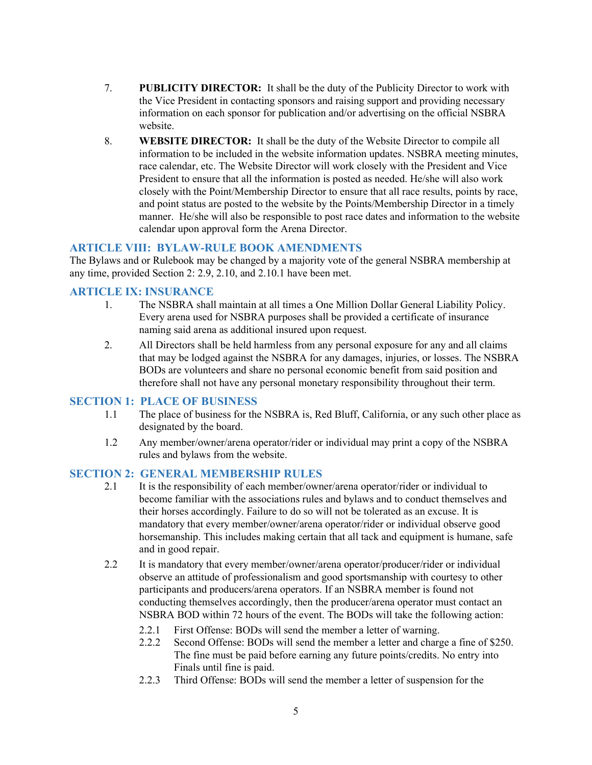7. **PUBLICITY DIRECTOR:** It shall be the duty of the Publicity Director to work with the Vice President in contacting sponsors and raising support and providing necessary information on each sponsor for publication and/or advertising on the official NSBRA website.

8. **WEBSITE DIRECTOR:** It shall be the duty of the Website Director to compile all information to be included in the website information updates. NSBRA meeting minutes, race calendar, etc. The Website Director will work closely with the President and Vice President to ensure that all the information is posted as needed. He/she will also work closely with the Point/Membership Director to ensure that all race results, points by race, and point status are posted to the website by the Points/Membership Director in a timely manner. He/she will also be responsible to post race dates and information to the website calendar upon approval form the Arena Director.

## ARTICLE VIII: BYLAW-RULE BOOK AMENDMENTS

The Bylaws and or Rulebook may be changed by a majority vote of the general NSBRA membership at any time, provided Section 2: 2.9, 2.10, and 2.10.1 have been met.

## ARTICLE IX: INSURANCE

1. The NSBRA shall maintain at all times a One Million Dollar General Liability Policy. Every arena used for NSBRA purposes shall be provided a certificate of insurance naming said arena as additional insured upon request.

2. All Directors shall be held harmless from any personal exposure for any and all claims that may be lodged against the NSBRA for any damages, injuries, or losses. The NSBRA BODs are volunteers and share no personal economic benefit from said position and therefore shall not have any personal monetary responsibility throughout their term.

## SECTION 1: PLACE OF BUSINESS

1.1 The place of business for the NSBRA is, Red Bluff, California, or any such other place as designated by the board.

1.2 Any member/owner/arena operator/rider or individual may print a copy of the NSBRA rules and bylaws from the website.

## SECTION 2: GENERAL MEMBERSHIP RULES

2.1 It is the responsibility of each member/owner/arena operator/rider or individual to become familiar with the associations rules and bylaws and to conduct themselves and their horses accordingly. Failure to do so will not be tolerated as an excuse. It is mandatory that every member/owner/arena operator/rider or individual observe good horsemanship. This includes making certain that all tack and equipment is humane, safe and in good repair.

2.2 It is mandatory that every member/owner/arena operator/producer/rider or individual observe an attitude of professionalism and good sportsmanship with courtesy to other participants and producers/arena operators. If an NSBRA member is found not conducting themselves accordingly, then the producer/arena operator must contact an NSBRA BOD within 72 hours of the event. The BODs will take the following action:

- 2.2.1 First Offense: BODs will send the member a letter of warning.
- 2.2.2 Second Offense: BODs will send the member a letter and charge a fine of $250. The fine must be paid before earning any future points/credits. No entry into Finals until fine is paid.
- 2.2.3 Third Offense: BODs will send the member a letter of suspension for the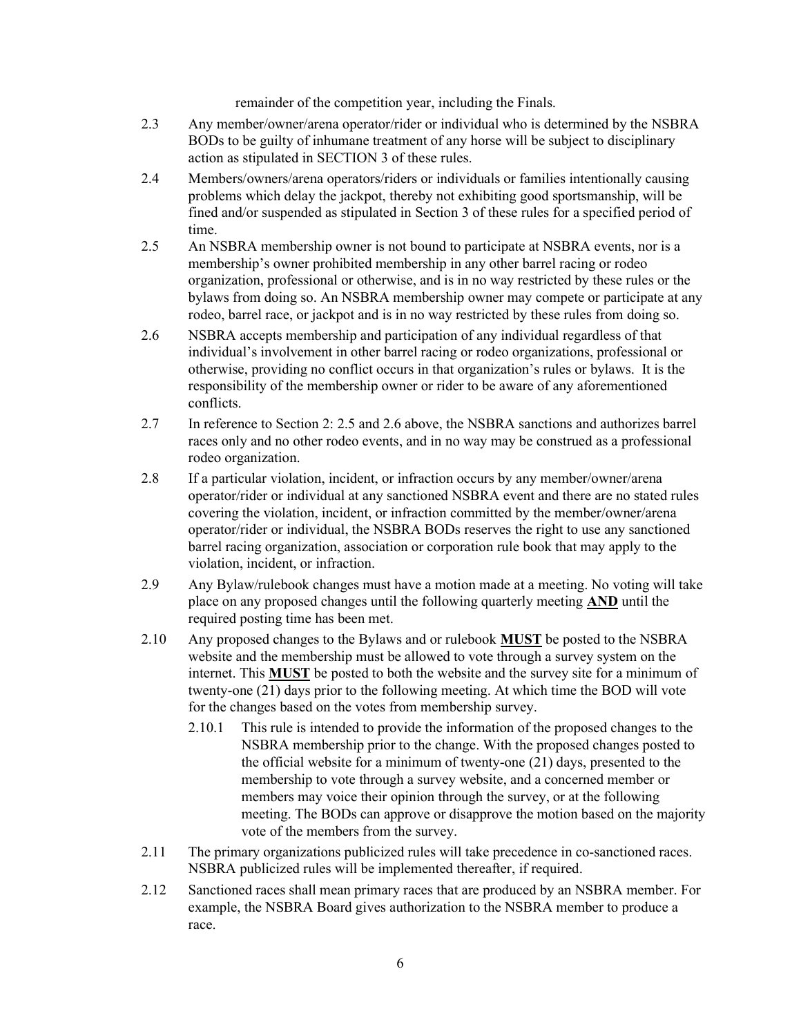remainder of the competition year, including the Finals.

2.3 Any member/owner/arena operator/rider or individual who is determined by the NSBRA BODs to be guilty of inhumane treatment of any horse will be subject to disciplinary action as stipulated in SECTION 3 of these rules.

2.4 Members/owners/arena operators/riders or individuals or families intentionally causing problems which delay the jackpot, thereby not exhibiting good sportsmanship, will be fined and/or suspended as stipulated in Section 3 of these rules for a specified period of time.

2.5 An NSBRA membership owner is not bound to participate at NSBRA events, nor is a membership's owner prohibited membership in any other barrel racing or rodeo organization, professional or otherwise, and is in no way restricted by these rules or the bylaws from doing so. An NSBRA membership owner may compete or participate at any rodeo, barrel race, or jackpot and is in no way restricted by these rules from doing so.

2.6 NSBRA accepts membership and participation of any individual regardless of that individual's involvement in other barrel racing or rodeo organizations, professional or otherwise, providing no conflict occurs in that organization's rules or bylaws. It is the responsibility of the membership owner or rider to be aware of any aforementioned conflicts.

2.7 In reference to Section 2: 2.5 and 2.6 above, the NSBRA sanctions and authorizes barrel races only and no other rodeo events, and in no way may be construed as a professional rodeo organization.

2.8 If a particular violation, incident, or infraction occurs by any member/owner/arena operator/rider or individual at any sanctioned NSBRA event and there are no stated rules covering the violation, incident, or infraction committed by the member/owner/arena operator/rider or individual, the NSBRA BODs reserves the right to use any sanctioned barrel racing organization, association or corporation rule book that may apply to the violation, incident, or infraction.

2.9 Any Bylaw/rulebook changes must have a motion made at a meeting. No voting will take place on any proposed changes until the following quarterly meeting **AND** until the required posting time has been met.

2.10 Any proposed changes to the Bylaws and or rulebook **MUST** be posted to the NSBRA website and the membership must be allowed to vote through a survey system on the internet. This **MUST** be posted to both the website and the survey site for a minimum of twenty-one (21) days prior to the following meeting. At which time the BOD will vote for the changes based on the votes from membership survey.

   2.10.1 This rule is intended to provide the information of the proposed changes to the NSBRA membership prior to the change. With the proposed changes posted to the official website for a minimum of twenty-one (21) days, presented to the membership to vote through a survey website, and a concerned member or members may voice their opinion through the survey, or at the following meeting. The BODs can approve or disapprove the motion based on the majority vote of the members from the survey.

2.11 The primary organizations publicized rules will take precedence in co-sanctioned races. NSBRA publicized rules will be implemented thereafter, if required.

2.12 Sanctioned races shall mean primary races that are produced by an NSBRA member. For example, the NSBRA Board gives authorization to the NSBRA member to produce a race.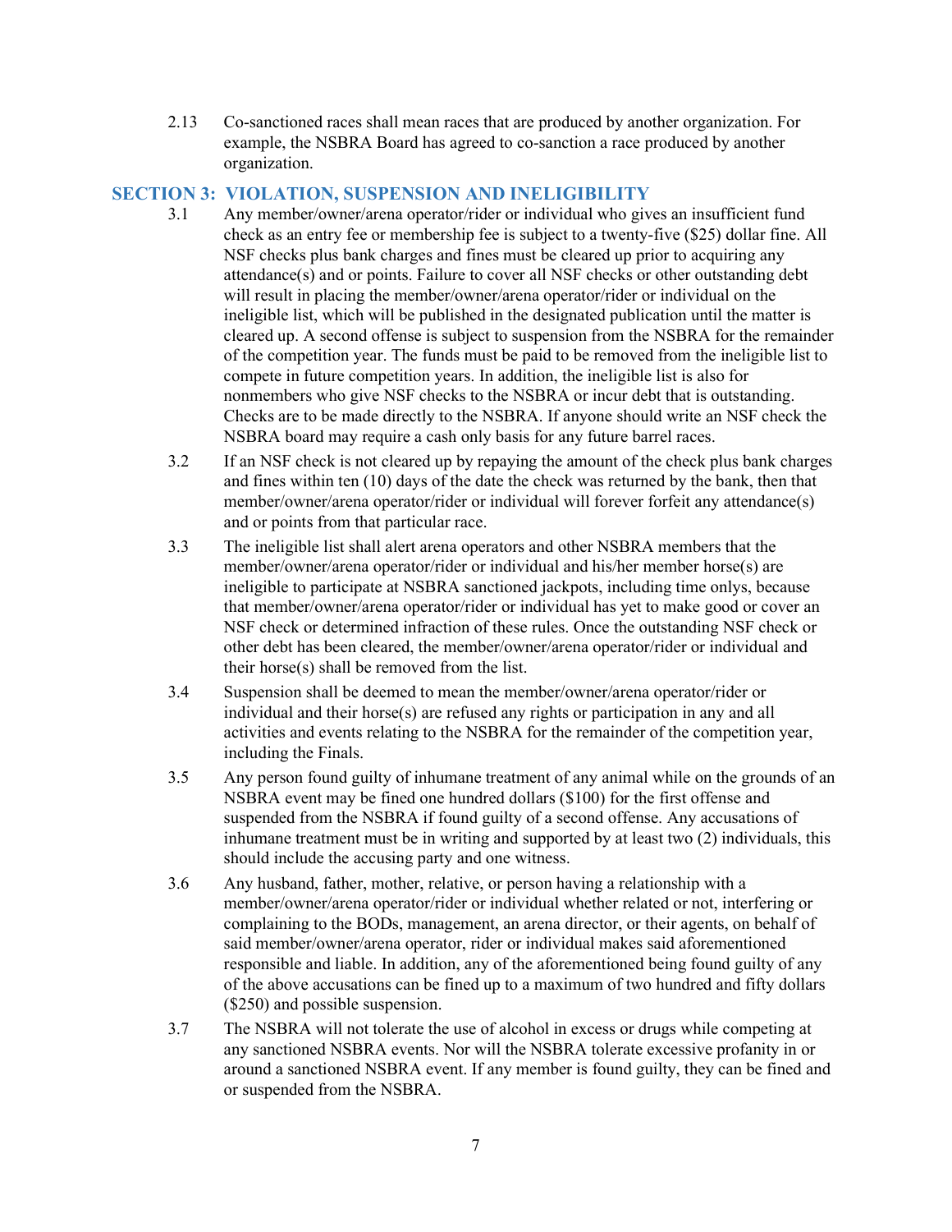2.13 Co-sanctioned races shall mean races that are produced by another organization. For example, the NSBRA Board has agreed to co-sanction a race produced by another organization.

## SECTION 3: VIOLATION, SUSPENSION AND INELIGIBILITY

3.1 Any member/owner/arena operator/rider or individual who gives an insufficient fund check as an entry fee or membership fee is subject to a twenty-five ($25) dollar fine. All NSF checks plus bank charges and fines must be cleared up prior to acquiring any attendance(s) and or points. Failure to cover all NSF checks or other outstanding debt will result in placing the member/owner/arena operator/rider or individual on the ineligible list, which will be published in the designated publication until the matter is cleared up. A second offense is subject to suspension from the NSBRA for the remainder of the competition year. The funds must be paid to be removed from the ineligible list to compete in future competition years. In addition, the ineligible list is also for nonmembers who give NSF checks to the NSBRA or incur debt that is outstanding. Checks are to be made directly to the NSBRA. If anyone should write an NSF check the NSBRA board may require a cash only basis for any future barrel races.

3.2 If an NSF check is not cleared up by repaying the amount of the check plus bank charges and fines within ten (10) days of the date the check was returned by the bank, then that member/owner/arena operator/rider or individual will forever forfeit any attendance(s) and or points from that particular race.

3.3 The ineligible list shall alert arena operators and other NSBRA members that the member/owner/arena operator/rider or individual and his/her member horse(s) are ineligible to participate at NSBRA sanctioned jackpots, including time onlys, because that member/owner/arena operator/rider or individual has yet to make good or cover an NSF check or determined infraction of these rules. Once the outstanding NSF check or other debt has been cleared, the member/owner/arena operator/rider or individual and their horse(s) shall be removed from the list.

3.4 Suspension shall be deemed to mean the member/owner/arena operator/rider or individual and their horse(s) are refused any rights or participation in any and all activities and events relating to the NSBRA for the remainder of the competition year, including the Finals.

3.5 Any person found guilty of inhumane treatment of any animal while on the grounds of an NSBRA event may be fined one hundred dollars ($100) for the first offense and suspended from the NSBRA if found guilty of a second offense. Any accusations of inhumane treatment must be in writing and supported by at least two (2) individuals, this should include the accusing party and one witness.

3.6 Any husband, father, mother, relative, or person having a relationship with a member/owner/arena operator/rider or individual whether related or not, interfering or complaining to the BODs, management, an arena director, or their agents, on behalf of said member/owner/arena operator, rider or individual makes said aforementioned responsible and liable. In addition, any of the aforementioned being found guilty of any of the above accusations can be fined up to a maximum of two hundred and fifty dollars ($250) and possible suspension.

3.7 The NSBRA will not tolerate the use of alcohol in excess or drugs while competing at any sanctioned NSBRA events. Nor will the NSBRA tolerate excessive profanity in or around a sanctioned NSBRA event. If any member is found guilty, they can be fined and or suspended from the NSBRA.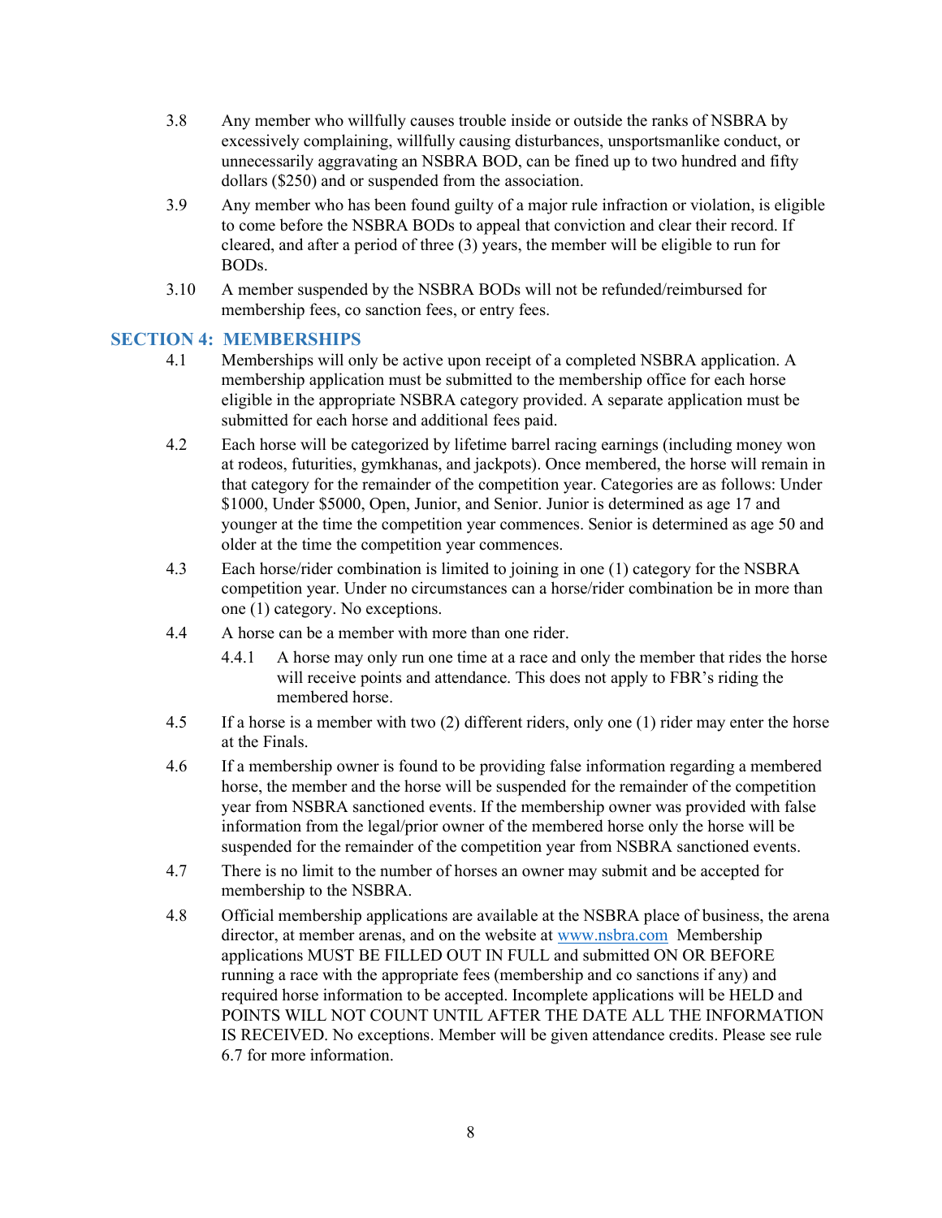3.8 Any member who willfully causes trouble inside or outside the ranks of NSBRA by excessively complaining, willfully causing disturbances, unsportsmanlike conduct, or unnecessarily aggravating an NSBRA BOD, can be fined up to two hundred and fifty dollars ($250) and or suspended from the association.

3.9 Any member who has been found guilty of a major rule infraction or violation, is eligible to come before the NSBRA BODs to appeal that conviction and clear their record. If cleared, and after a period of three (3) years, the member will be eligible to run for BODs.

3.10 A member suspended by the NSBRA BODs will not be refunded/reimbursed for membership fees, co sanction fees, or entry fees.

## SECTION 4: MEMBERSHIPS

4.1 Memberships will only be active upon receipt of a completed NSBRA application. A membership application must be submitted to the membership office for each horse eligible in the appropriate NSBRA category provided. A separate application must be submitted for each horse and additional fees paid.

4.2 Each horse will be categorized by lifetime barrel racing earnings (including money won at rodeos, futurities, gymkhanas, and jackpots). Once membered, the horse will remain in that category for the remainder of the competition year. Categories are as follows: Under $1000, Under $5000, Open, Junior, and Senior. Junior is determined as age 17 and younger at the time the competition year commences. Senior is determined as age 50 and older at the time the competition year commences.

4.3 Each horse/rider combination is limited to joining in one (1) category for the NSBRA competition year. Under no circumstances can a horse/rider combination be in more than one (1) category. No exceptions.

4.4 A horse can be a member with more than one rider.

4.4.1 A horse may only run one time at a race and only the member that rides the horse will receive points and attendance. This does not apply to FBR's riding the membered horse.

4.5 If a horse is a member with two (2) different riders, only one (1) rider may enter the horse at the Finals.

4.6 If a membership owner is found to be providing false information regarding a membered horse, the member and the horse will be suspended for the remainder of the competition year from NSBRA sanctioned events. If the membership owner was provided with false information from the legal/prior owner of the membered horse only the horse will be suspended for the remainder of the competition year from NSBRA sanctioned events.

4.7 There is no limit to the number of horses an owner may submit and be accepted for membership to the NSBRA.

4.8 Official membership applications are available at the NSBRA place of business, the arena director, at member arenas, and on the website at www.nsbra.com Membership applications MUST BE FILLED OUT IN FULL and submitted ON OR BEFORE running a race with the appropriate fees (membership and co sanctions if any) and required horse information to be accepted. Incomplete applications will be HELD and POINTS WILL NOT COUNT UNTIL AFTER THE DATE ALL THE INFORMATION IS RECEIVED. No exceptions. Member will be given attendance credits. Please see rule 6.7 for more information.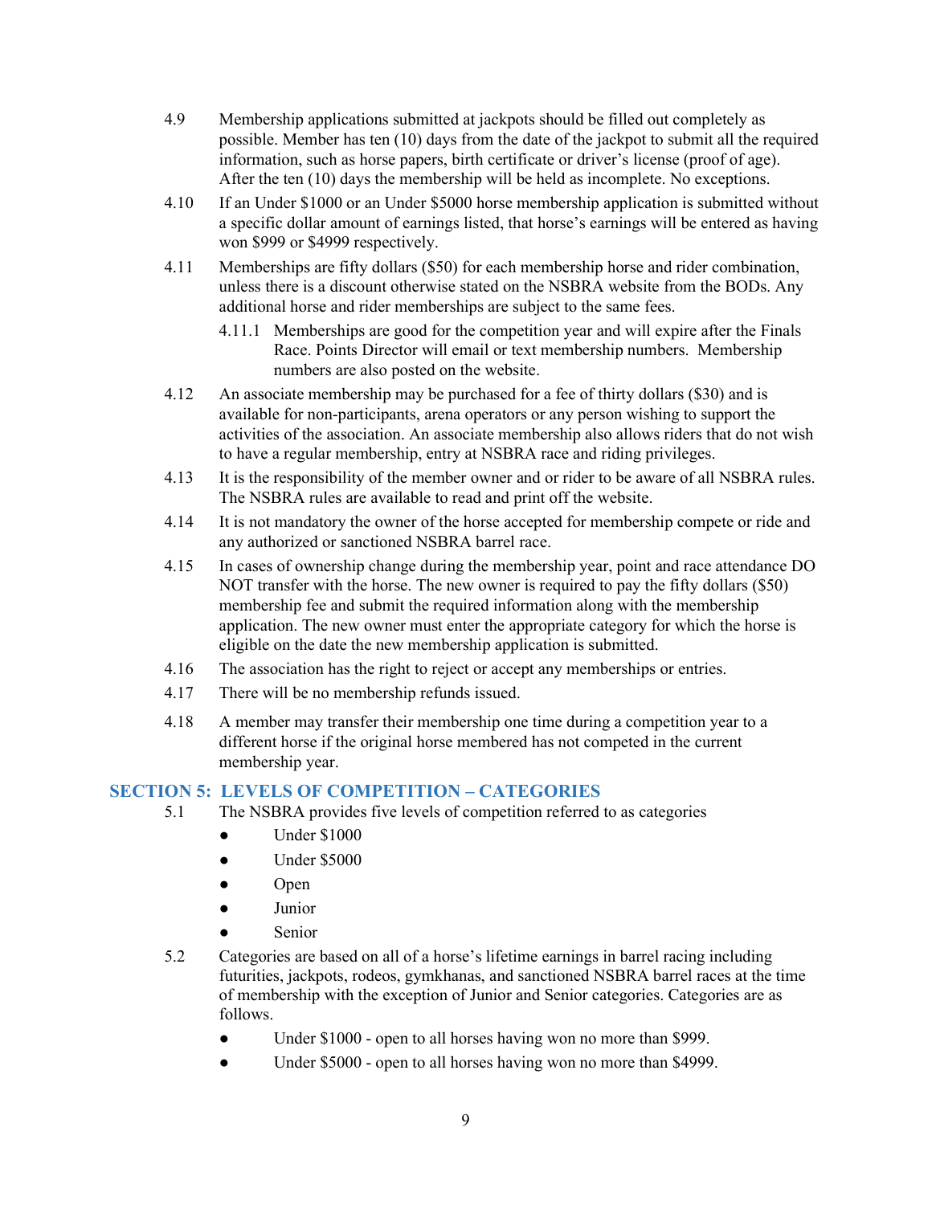4.9 Membership applications submitted at jackpots should be filled out completely as possible. Member has ten (10) days from the date of the jackpot to submit all the required information, such as horse papers, birth certificate or driver's license (proof of age). After the ten (10) days the membership will be held as incomplete. No exceptions.

4.10 If an Under $1000 or an Under $5000 horse membership application is submitted without a specific dollar amount of earnings listed, that horse's earnings will be entered as having won $999 or $4999 respectively.

4.11 Memberships are fifty dollars ($50) for each membership horse and rider combination, unless there is a discount otherwise stated on the NSBRA website from the BODs. Any additional horse and rider memberships are subject to the same fees.

- 4.11.1 Memberships are good for the competition year and will expire after the Finals Race. Points Director will email or text membership numbers. Membership numbers are also posted on the website.

4.12 An associate membership may be purchased for a fee of thirty dollars ($30) and is available for non-participants, arena operators or any person wishing to support the activities of the association. An associate membership also allows riders that do not wish to have a regular membership, entry at NSBRA race and riding privileges.

4.13 It is the responsibility of the member owner and or rider to be aware of all NSBRA rules. The NSBRA rules are available to read and print off the website.

4.14 It is not mandatory the owner of the horse accepted for membership compete or ride and any authorized or sanctioned NSBRA barrel race.

4.15 In cases of ownership change during the membership year, point and race attendance DO NOT transfer with the horse. The new owner is required to pay the fifty dollars ($50) membership fee and submit the required information along with the membership application. The new owner must enter the appropriate category for which the horse is eligible on the date the new membership application is submitted.

4.16 The association has the right to reject or accept any memberships or entries.

4.17 There will be no membership refunds issued.

4.18 A member may transfer their membership one time during a competition year to a different horse if the original horse membered has not competed in the current membership year.

## SECTION 5: LEVELS OF COMPETITION – CATEGORIES

5.1 The NSBRA provides five levels of competition referred to as categories

- Under $1000
- Under $5000
- Open
- Junior
- Senior

5.2 Categories are based on all of a horse's lifetime earnings in barrel racing including futurities, jackpots, rodeos, gymkhanas, and sanctioned NSBRA barrel races at the time of membership with the exception of Junior and Senior categories. Categories are as follows.

- Under $1000 - open to all horses having won no more than $999.
- Under $5000 - open to all horses having won no more than $4999.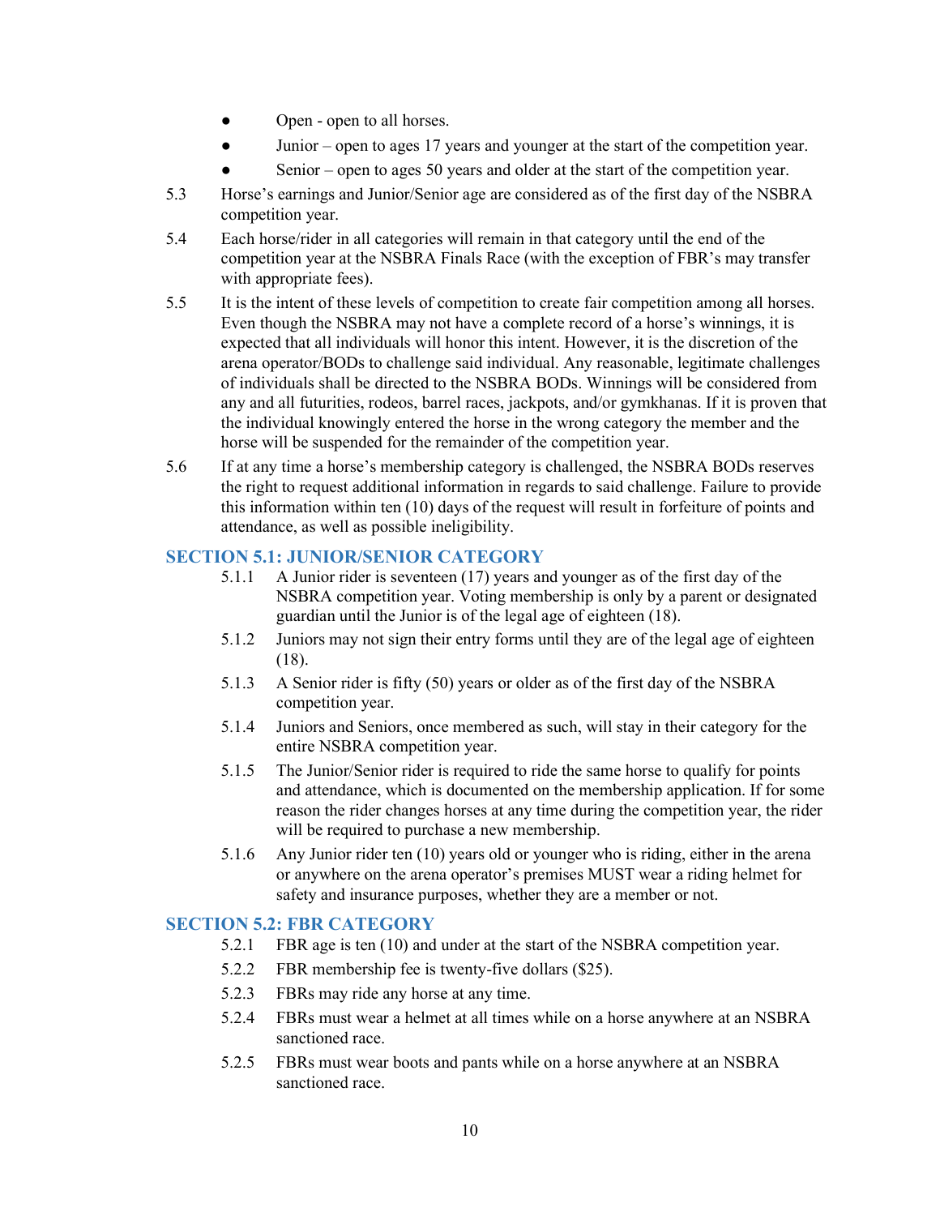- Open - open to all horses.
- Junior – open to ages 17 years and younger at the start of the competition year.
- Senior – open to ages 50 years and older at the start of the competition year.

5.3 Horse's earnings and Junior/Senior age are considered as of the first day of the NSBRA competition year.

5.4 Each horse/rider in all categories will remain in that category until the end of the competition year at the NSBRA Finals Race (with the exception of FBR's may transfer with appropriate fees).

5.5 It is the intent of these levels of competition to create fair competition among all horses. Even though the NSBRA may not have a complete record of a horse's winnings, it is expected that all individuals will honor this intent. However, it is the discretion of the arena operator/BODs to challenge said individual. Any reasonable, legitimate challenges of individuals shall be directed to the NSBRA BODs. Winnings will be considered from any and all futurities, rodeos, barrel races, jackpots, and/or gymkhanas. If it is proven that the individual knowingly entered the horse in the wrong category the member and the horse will be suspended for the remainder of the competition year.

5.6 If at any time a horse's membership category is challenged, the NSBRA BODs reserves the right to request additional information in regards to said challenge. Failure to provide this information within ten (10) days of the request will result in forfeiture of points and attendance, as well as possible ineligibility.

## SECTION 5.1: JUNIOR/SENIOR CATEGORY

5.1.1 A Junior rider is seventeen (17) years and younger as of the first day of the NSBRA competition year. Voting membership is only by a parent or designated guardian until the Junior is of the legal age of eighteen (18).

5.1.2 Juniors may not sign their entry forms until they are of the legal age of eighteen (18).

5.1.3 A Senior rider is fifty (50) years or older as of the first day of the NSBRA competition year.

5.1.4 Juniors and Seniors, once membered as such, will stay in their category for the entire NSBRA competition year.

5.1.5 The Junior/Senior rider is required to ride the same horse to qualify for points and attendance, which is documented on the membership application. If for some reason the rider changes horses at any time during the competition year, the rider will be required to purchase a new membership.

5.1.6 Any Junior rider ten (10) years old or younger who is riding, either in the arena or anywhere on the arena operator's premises MUST wear a riding helmet for safety and insurance purposes, whether they are a member or not.

## SECTION 5.2: FBR CATEGORY

5.2.1 FBR age is ten (10) and under at the start of the NSBRA competition year.

5.2.2 FBR membership fee is twenty-five dollars ($25).

5.2.3 FBRs may ride any horse at any time.

5.2.4 FBRs must wear a helmet at all times while on a horse anywhere at an NSBRA sanctioned race.

5.2.5 FBRs must wear boots and pants while on a horse anywhere at an NSBRA sanctioned race.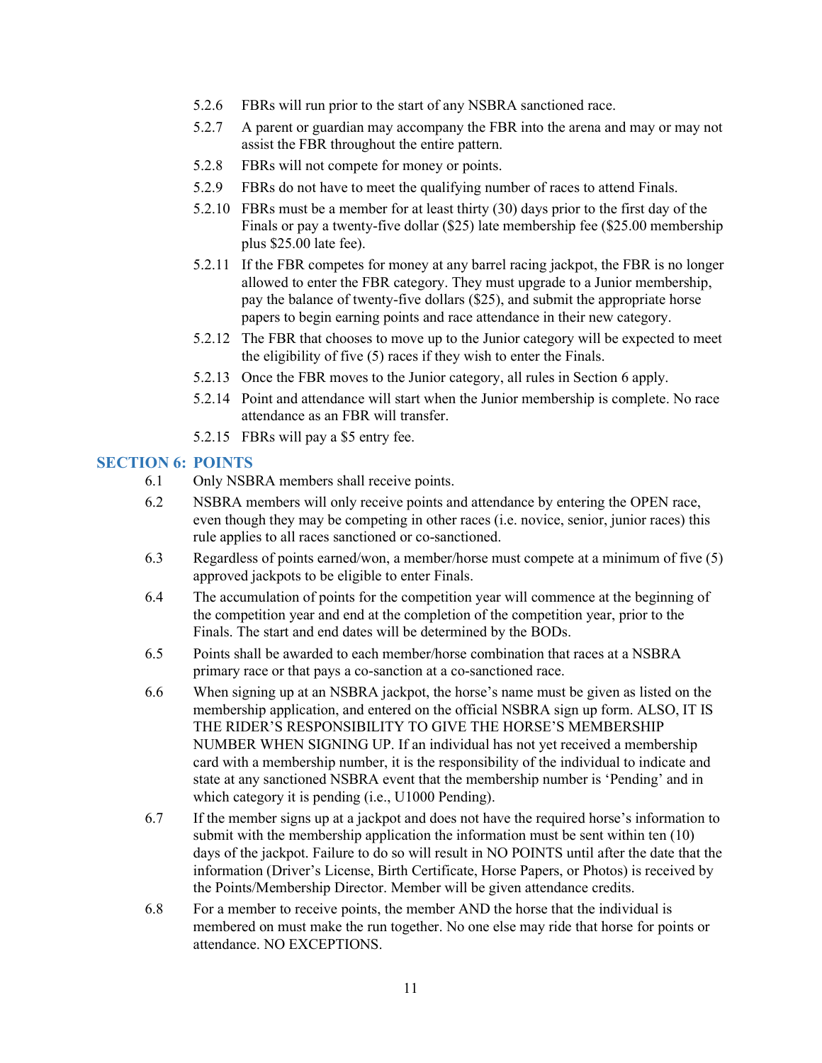5.2.6 FBRs will run prior to the start of any NSBRA sanctioned race.

5.2.7 A parent or guardian may accompany the FBR into the arena and may or may not assist the FBR throughout the entire pattern.

5.2.8 FBRs will not compete for money or points.

5.2.9 FBRs do not have to meet the qualifying number of races to attend Finals.

5.2.10 FBRs must be a member for at least thirty (30) days prior to the first day of the Finals or pay a twenty-five dollar ($25) late membership fee ($25.00 membership plus $25.00 late fee).

5.2.11 If the FBR competes for money at any barrel racing jackpot, the FBR is no longer allowed to enter the FBR category. They must upgrade to a Junior membership, pay the balance of twenty-five dollars ($25), and submit the appropriate horse papers to begin earning points and race attendance in their new category.

5.2.12 The FBR that chooses to move up to the Junior category will be expected to meet the eligibility of five (5) races if they wish to enter the Finals.

5.2.13 Once the FBR moves to the Junior category, all rules in Section 6 apply.

5.2.14 Point and attendance will start when the Junior membership is complete. No race attendance as an FBR will transfer.

5.2.15 FBRs will pay a $5 entry fee.

## SECTION 6: POINTS

6.1 Only NSBRA members shall receive points.

6.2 NSBRA members will only receive points and attendance by entering the OPEN race, even though they may be competing in other races (i.e. novice, senior, junior races) this rule applies to all races sanctioned or co-sanctioned.

6.3 Regardless of points earned/won, a member/horse must compete at a minimum of five (5) approved jackpots to be eligible to enter Finals.

6.4 The accumulation of points for the competition year will commence at the beginning of the competition year and end at the completion of the competition year, prior to the Finals. The start and end dates will be determined by the BODs.

6.5 Points shall be awarded to each member/horse combination that races at a NSBRA primary race or that pays a co-sanction at a co-sanctioned race.

6.6 When signing up at an NSBRA jackpot, the horse's name must be given as listed on the membership application, and entered on the official NSBRA sign up form. ALSO, IT IS THE RIDER'S RESPONSIBILITY TO GIVE THE HORSE'S MEMBERSHIP NUMBER WHEN SIGNING UP. If an individual has not yet received a membership card with a membership number, it is the responsibility of the individual to indicate and state at any sanctioned NSBRA event that the membership number is 'Pending' and in which category it is pending (i.e., U1000 Pending).

6.7 If the member signs up at a jackpot and does not have the required horse's information to submit with the membership application the information must be sent within ten (10) days of the jackpot. Failure to do so will result in NO POINTS until after the date that the information (Driver's License, Birth Certificate, Horse Papers, or Photos) is received by the Points/Membership Director. Member will be given attendance credits.

6.8 For a member to receive points, the member AND the horse that the individual is membered on must make the run together. No one else may ride that horse for points or attendance. NO EXCEPTIONS.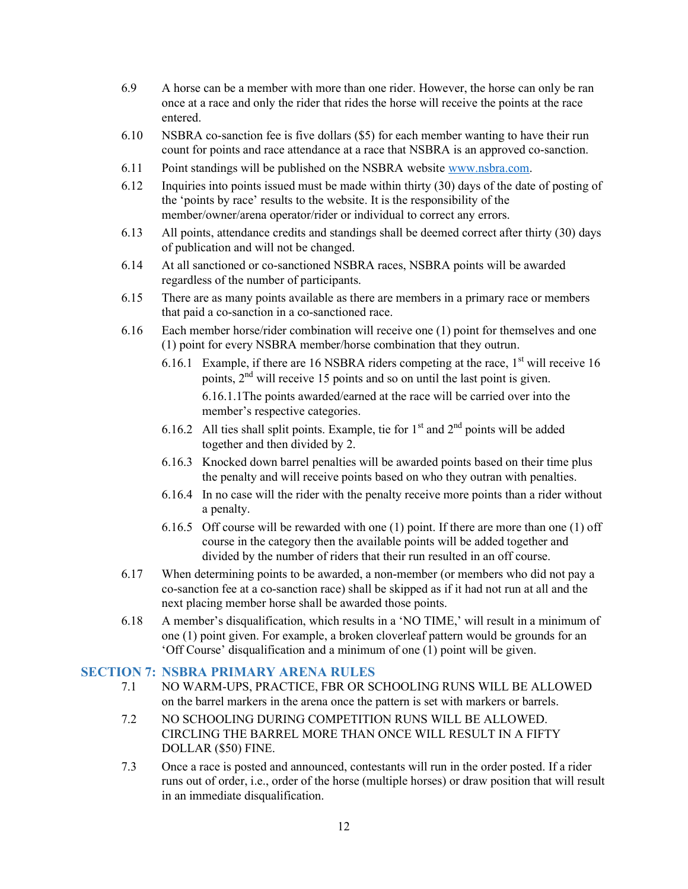6.9 A horse can be a member with more than one rider. However, the horse can only be ran once at a race and only the rider that rides the horse will receive the points at the race entered.

6.10 NSBRA co-sanction fee is five dollars ($5) for each member wanting to have their run count for points and race attendance at a race that NSBRA is an approved co-sanction.

6.11 Point standings will be published on the NSBRA website [www.nsbra.com](http://www.nsbra.com).

6.12 Inquiries into points issued must be made within thirty (30) days of the date of posting of the 'points by race' results to the website. It is the responsibility of the member/owner/arena operator/rider or individual to correct any errors.

6.13 All points, attendance credits and standings shall be deemed correct after thirty (30) days of publication and will not be changed.

6.14 At all sanctioned or co-sanctioned NSBRA races, NSBRA points will be awarded regardless of the number of participants.

6.15 There are as many points available as there are members in a primary race or members that paid a co-sanction in a co-sanctioned race.

6.16 Each member horse/rider combination will receive one (1) point for themselves and one (1) point for every NSBRA member/horse combination that they outrun.

- 6.16.1 Example, if there are 16 NSBRA riders competing at the race, 1st will receive 16 points, 2nd will receive 15 points and so on until the last point is given.
  - 6.16.1.1 The points awarded/earned at the race will be carried over into the member's respective categories.
- 6.16.2 All ties shall split points. Example, tie for 1st and 2nd points will be added together and then divided by 2.
- 6.16.3 Knocked down barrel penalties will be awarded points based on their time plus the penalty and will receive points based on who they outran with penalties.
- 6.16.4 In no case will the rider with the penalty receive more points than a rider without a penalty.
- 6.16.5 Off course will be rewarded with one (1) point. If there are more than one (1) off course in the category then the available points will be added together and divided by the number of riders that their run resulted in an off course.

6.17 When determining points to be awarded, a non-member (or members who did not pay a co-sanction fee at a co-sanction race) shall be skipped as if it had not run at all and the next placing member horse shall be awarded those points.

6.18 A member's disqualification, which results in a 'NO TIME,' will result in a minimum of one (1) point given. For example, a broken cloverleaf pattern would be grounds for an 'Off Course' disqualification and a minimum of one (1) point will be given.

## SECTION 7: NSBRA PRIMARY ARENA RULES

7.1 NO WARM-UPS, PRACTICE, FBR OR SCHOOLING RUNS WILL BE ALLOWED on the barrel markers in the arena once the pattern is set with markers or barrels.

7.2 NO SCHOOLING DURING COMPETITION RUNS WILL BE ALLOWED. CIRCLING THE BARREL MORE THAN ONCE WILL RESULT IN A FIFTY DOLLAR ($50) FINE.

7.3 Once a race is posted and announced, contestants will run in the order posted. If a rider runs out of order, i.e., order of the horse (multiple horses) or draw position that will result in an immediate disqualification.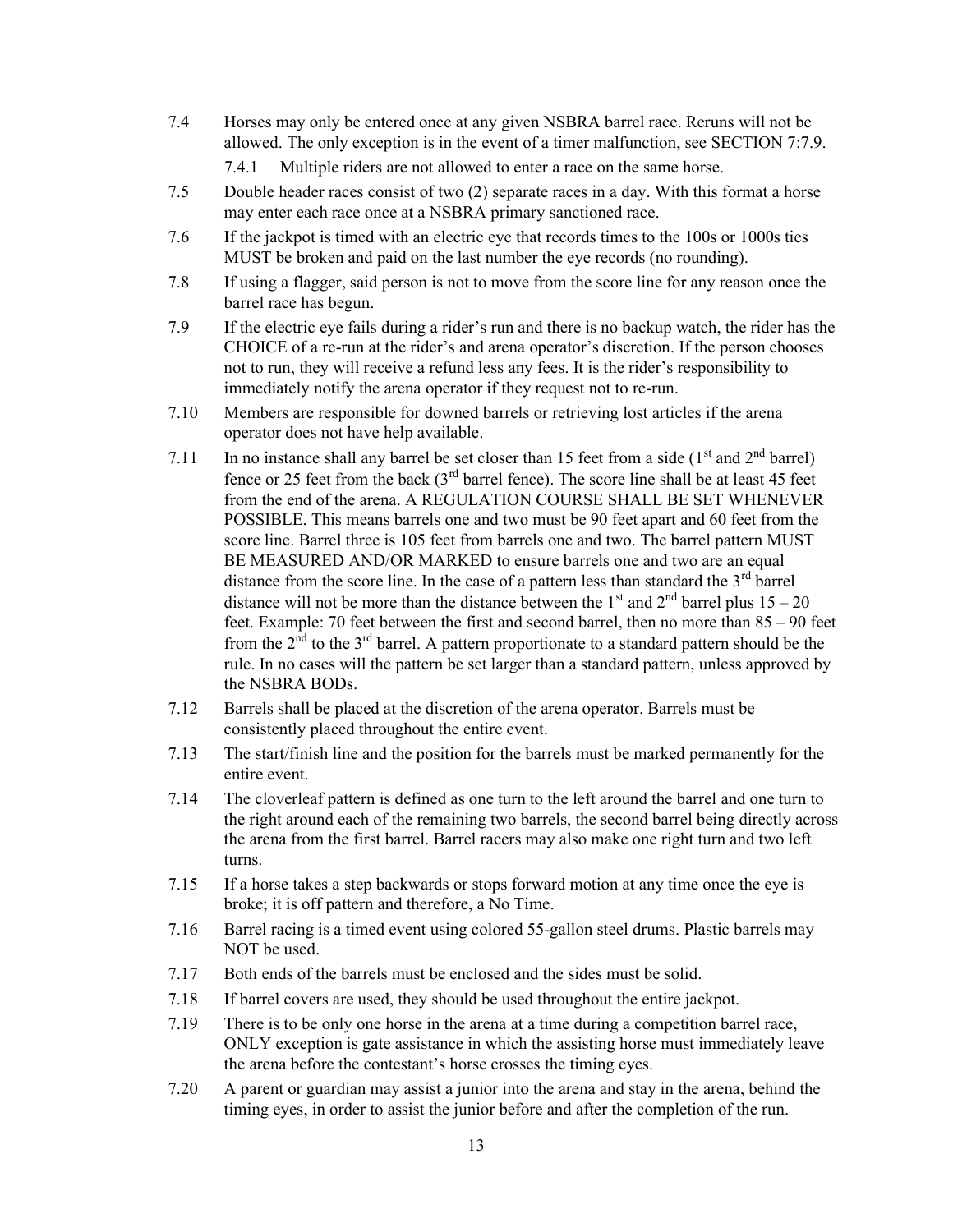7.4 Horses may only be entered once at any given NSBRA barrel race. Reruns will not be allowed. The only exception is in the event of a timer malfunction, see SECTION 7:7.9.

   7.4.1 Multiple riders are not allowed to enter a race on the same horse.

7.5 Double header races consist of two (2) separate races in a day. With this format a horse may enter each race once at a NSBRA primary sanctioned race.

7.6 If the jackpot is timed with an electric eye that records times to the 100s or 1000s ties MUST be broken and paid on the last number the eye records (no rounding).

7.8 If using a flagger, said person is not to move from the score line for any reason once the barrel race has begun.

7.9 If the electric eye fails during a rider's run and there is no backup watch, the rider has the CHOICE of a re-run at the rider's and arena operator's discretion. If the person chooses not to run, they will receive a refund less any fees. It is the rider's responsibility to immediately notify the arena operator if they request not to re-run.

7.10 Members are responsible for downed barrels or retrieving lost articles if the arena operator does not have help available.

7.11 In no instance shall any barrel be set closer than 15 feet from a side (1st and 2nd barrel) fence or 25 feet from the back (3rd barrel fence). The score line shall be at least 45 feet from the end of the arena. A REGULATION COURSE SHALL BE SET WHENEVER POSSIBLE. This means barrels one and two must be 90 feet apart and 60 feet from the score line. Barrel three is 105 feet from barrels one and two. The barrel pattern MUST BE MEASURED AND/OR MARKED to ensure barrels one and two are an equal distance from the score line. In the case of a pattern less than standard the 3rd barrel distance will not be more than the distance between the 1st and 2nd barrel plus 15 – 20 feet. Example: 70 feet between the first and second barrel, then no more than 85 – 90 feet from the 2nd to the 3rd barrel. A pattern proportionate to a standard pattern should be the rule. In no cases will the pattern be set larger than a standard pattern, unless approved by the NSBRA BODs.

7.12 Barrels shall be placed at the discretion of the arena operator. Barrels must be consistently placed throughout the entire event.

7.13 The start/finish line and the position for the barrels must be marked permanently for the entire event.

7.14 The cloverleaf pattern is defined as one turn to the left around the barrel and one turn to the right around each of the remaining two barrels, the second barrel being directly across the arena from the first barrel. Barrel racers may also make one right turn and two left turns.

7.15 If a horse takes a step backwards or stops forward motion at any time once the eye is broke; it is off pattern and therefore, a No Time.

7.16 Barrel racing is a timed event using colored 55-gallon steel drums. Plastic barrels may NOT be used.

7.17 Both ends of the barrels must be enclosed and the sides must be solid.

7.18 If barrel covers are used, they should be used throughout the entire jackpot.

7.19 There is to be only one horse in the arena at a time during a competition barrel race, ONLY exception is gate assistance in which the assisting horse must immediately leave the arena before the contestant's horse crosses the timing eyes.

7.20 A parent or guardian may assist a junior into the arena and stay in the arena, behind the timing eyes, in order to assist the junior before and after the completion of the run.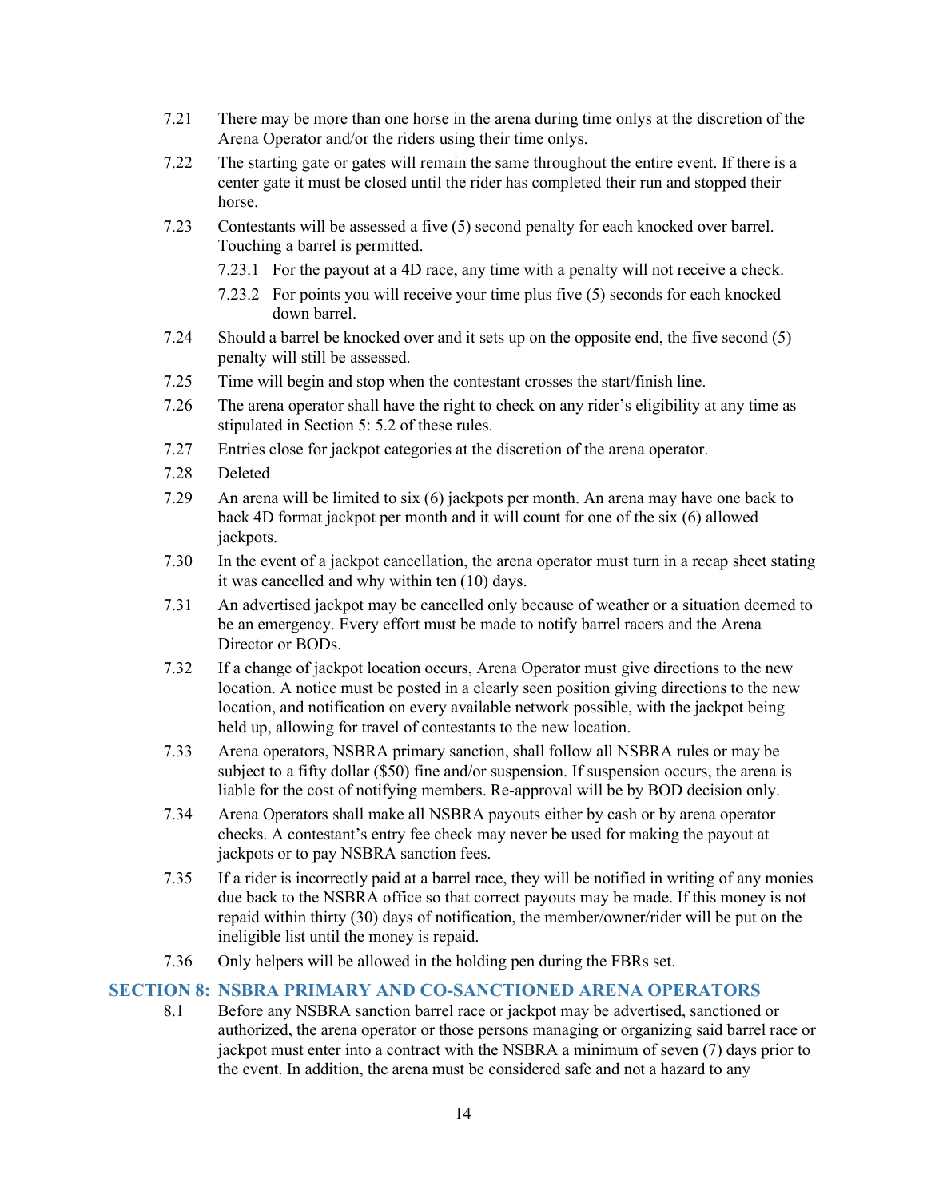7.21 There may be more than one horse in the arena during time onlys at the discretion of the Arena Operator and/or the riders using their time onlys.

7.22 The starting gate or gates will remain the same throughout the entire event. If there is a center gate it must be closed until the rider has completed their run and stopped their horse.

7.23 Contestants will be assessed a five (5) second penalty for each knocked over barrel. Touching a barrel is permitted.

7.23.1 For the payout at a 4D race, any time with a penalty will not receive a check.

7.23.2 For points you will receive your time plus five (5) seconds for each knocked down barrel.

7.24 Should a barrel be knocked over and it sets up on the opposite end, the five second (5) penalty will still be assessed.

7.25 Time will begin and stop when the contestant crosses the start/finish line.

7.26 The arena operator shall have the right to check on any rider's eligibility at any time as stipulated in Section 5: 5.2 of these rules.

7.27 Entries close for jackpot categories at the discretion of the arena operator.

7.28 Deleted

7.29 An arena will be limited to six (6) jackpots per month. An arena may have one back to back 4D format jackpot per month and it will count for one of the six (6) allowed jackpots.

7.30 In the event of a jackpot cancellation, the arena operator must turn in a recap sheet stating it was cancelled and why within ten (10) days.

7.31 An advertised jackpot may be cancelled only because of weather or a situation deemed to be an emergency. Every effort must be made to notify barrel racers and the Arena Director or BODs.

7.32 If a change of jackpot location occurs, Arena Operator must give directions to the new location. A notice must be posted in a clearly seen position giving directions to the new location, and notification on every available network possible, with the jackpot being held up, allowing for travel of contestants to the new location.

7.33 Arena operators, NSBRA primary sanction, shall follow all NSBRA rules or may be subject to a fifty dollar ($50) fine and/or suspension. If suspension occurs, the arena is liable for the cost of notifying members. Re-approval will be by BOD decision only.

7.34 Arena Operators shall make all NSBRA payouts either by cash or by arena operator checks. A contestant's entry fee check may never be used for making the payout at jackpots or to pay NSBRA sanction fees.

7.35 If a rider is incorrectly paid at a barrel race, they will be notified in writing of any monies due back to the NSBRA office so that correct payouts may be made. If this money is not repaid within thirty (30) days of notification, the member/owner/rider will be put on the ineligible list until the money is repaid.

7.36 Only helpers will be allowed in the holding pen during the FBRs set.

## SECTION 8: NSBRA PRIMARY AND CO-SANCTIONED ARENA OPERATORS

8.1 Before any NSBRA sanction barrel race or jackpot may be advertised, sanctioned or authorized, the arena operator or those persons managing or organizing said barrel race or jackpot must enter into a contract with the NSBRA a minimum of seven (7) days prior to the event. In addition, the arena must be considered safe and not a hazard to any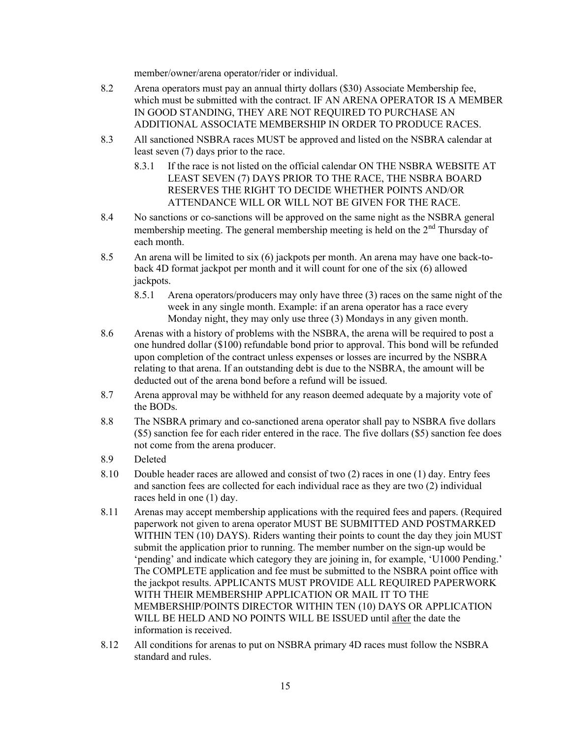member/owner/arena operator/rider or individual.

8.2 Arena operators must pay an annual thirty dollars ($30) Associate Membership fee, which must be submitted with the contract. IF AN ARENA OPERATOR IS A MEMBER IN GOOD STANDING, THEY ARE NOT REQUIRED TO PURCHASE AN ADDITIONAL ASSOCIATE MEMBERSHIP IN ORDER TO PRODUCE RACES.

8.3 All sanctioned NSBRA races MUST be approved and listed on the NSBRA calendar at least seven (7) days prior to the race.

  8.3.1 If the race is not listed on the official calendar ON THE NSBRA WEBSITE AT LEAST SEVEN (7) DAYS PRIOR TO THE RACE, THE NSBRA BOARD RESERVES THE RIGHT TO DECIDE WHETHER POINTS AND/OR ATTENDANCE WILL OR WILL NOT BE GIVEN FOR THE RACE.

8.4 No sanctions or co-sanctions will be approved on the same night as the NSBRA general membership meeting. The general membership meeting is held on the 2nd Thursday of each month.

8.5 An arena will be limited to six (6) jackpots per month. An arena may have one back-to-back 4D format jackpot per month and it will count for one of the six (6) allowed jackpots.

  8.5.1 Arena operators/producers may only have three (3) races on the same night of the week in any single month. Example: if an arena operator has a race every Monday night, they may only use three (3) Mondays in any given month.

8.6 Arenas with a history of problems with the NSBRA, the arena will be required to post a one hundred dollar ($100) refundable bond prior to approval. This bond will be refunded upon completion of the contract unless expenses or losses are incurred by the NSBRA relating to that arena. If an outstanding debt is due to the NSBRA, the amount will be deducted out of the arena bond before a refund will be issued.

8.7 Arena approval may be withheld for any reason deemed adequate by a majority vote of the BODs.

8.8 The NSBRA primary and co-sanctioned arena operator shall pay to NSBRA five dollars ($5) sanction fee for each rider entered in the race. The five dollars ($5) sanction fee does not come from the arena producer.

8.9 Deleted

8.10 Double header races are allowed and consist of two (2) races in one (1) day. Entry fees and sanction fees are collected for each individual race as they are two (2) individual races held in one (1) day.

8.11 Arenas may accept membership applications with the required fees and papers. (Required paperwork not given to arena operator MUST BE SUBMITTED AND POSTMARKED WITHIN TEN (10) DAYS). Riders wanting their points to count the day they join MUST submit the application prior to running. The member number on the sign-up would be 'pending' and indicate which category they are joining in, for example, 'U1000 Pending.' The COMPLETE application and fee must be submitted to the NSBRA point office with the jackpot results. APPLICANTS MUST PROVIDE ALL REQUIRED PAPERWORK WITH THEIR MEMBERSHIP APPLICATION OR MAIL IT TO THE MEMBERSHIP/POINTS DIRECTOR WITHIN TEN (10) DAYS OR APPLICATION WILL BE HELD AND NO POINTS WILL BE ISSUED until after the date the information is received.

8.12 All conditions for arenas to put on NSBRA primary 4D races must follow the NSBRA standard and rules.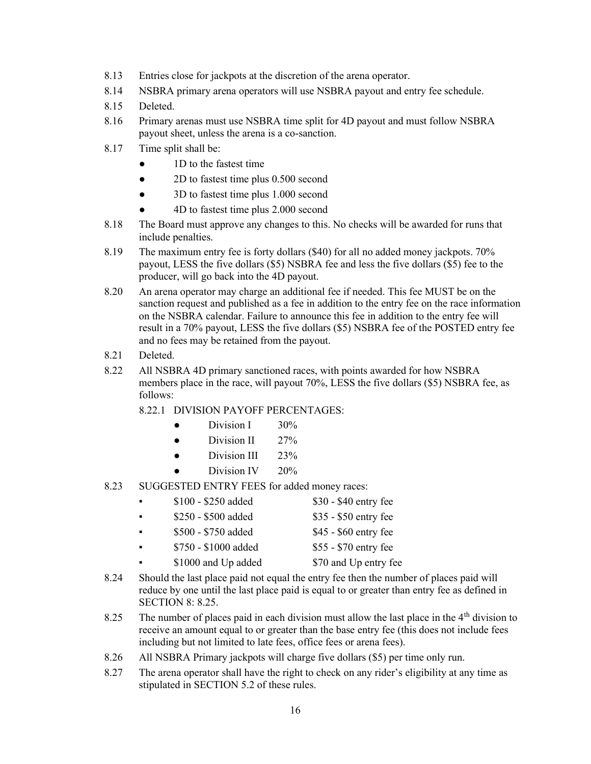8.13 Entries close for jackpots at the discretion of the arena operator.

8.14 NSBRA primary arena operators will use NSBRA payout and entry fee schedule.

8.15 Deleted.

8.16 Primary arenas must use NSBRA time split for 4D payout and must follow NSBRA payout sheet, unless the arena is a co-sanction.

8.17 Time split shall be:

- 1D to the fastest time
- 2D to fastest time plus 0.500 second
- 3D to fastest time plus 1.000 second
- 4D to fastest time plus 2.000 second

8.18 The Board must approve any changes to this. No checks will be awarded for runs that include penalties.

8.19 The maximum entry fee is forty dollars ($40) for all no added money jackpots. 70% payout, LESS the five dollars ($5) NSBRA fee and less the five dollars ($5) fee to the producer, will go back into the 4D payout.

8.20 An arena operator may charge an additional fee if needed. This fee MUST be on the sanction request and published as a fee in addition to the entry fee on the race information on the NSBRA calendar. Failure to announce this fee in addition to the entry fee will result in a 70% payout, LESS the five dollars ($5) NSBRA fee of the POSTED entry fee and no fees may be retained from the payout.

8.21 Deleted.

8.22 All NSBRA 4D primary sanctioned races, with points awarded for how NSBRA members place in the race, will payout 70%, LESS the five dollars ($5) NSBRA fee, as follows:

8.22.1 DIVISION PAYOFF PERCENTAGES:

- Division I 30%
- Division II 27%
- Division III 23%
- Division IV 20%

8.23 SUGGESTED ENTRY FEES for added money races:

- $100 - $250 added — $30 - $40 entry fee
- $250 - $500 added — $35 - $50 entry fee
- $500 - $750 added — $45 - $60 entry fee
- $750 - $1000 added — $55 - $70 entry fee
- $1000 and Up added — $70 and Up entry fee

8.24 Should the last place paid not equal the entry fee then the number of places paid will reduce by one until the last place paid is equal to or greater than entry fee as defined in SECTION 8: 8.25.

8.25 The number of places paid in each division must allow the last place in the 4th division to receive an amount equal to or greater than the base entry fee (this does not include fees including but not limited to late fees, office fees or arena fees).

8.26 All NSBRA Primary jackpots will charge five dollars ($5) per time only run.

8.27 The arena operator shall have the right to check on any rider's eligibility at any time as stipulated in SECTION 5.2 of these rules.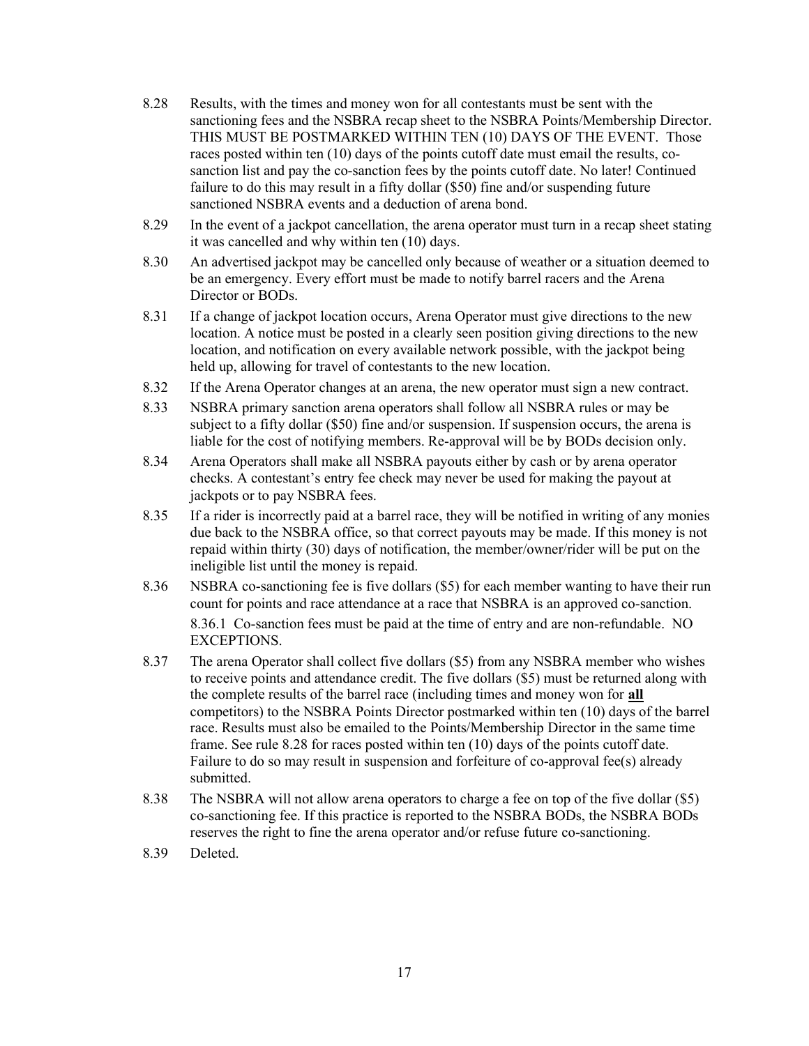8.28 Results, with the times and money won for all contestants must be sent with the sanctioning fees and the NSBRA recap sheet to the NSBRA Points/Membership Director. THIS MUST BE POSTMARKED WITHIN TEN (10) DAYS OF THE EVENT. Those races posted within ten (10) days of the points cutoff date must email the results, co-sanction list and pay the co-sanction fees by the points cutoff date. No later! Continued failure to do this may result in a fifty dollar ($50) fine and/or suspending future sanctioned NSBRA events and a deduction of arena bond.

8.29 In the event of a jackpot cancellation, the arena operator must turn in a recap sheet stating it was cancelled and why within ten (10) days.

8.30 An advertised jackpot may be cancelled only because of weather or a situation deemed to be an emergency. Every effort must be made to notify barrel racers and the Arena Director or BODs.

8.31 If a change of jackpot location occurs, Arena Operator must give directions to the new location. A notice must be posted in a clearly seen position giving directions to the new location, and notification on every available network possible, with the jackpot being held up, allowing for travel of contestants to the new location.

8.32 If the Arena Operator changes at an arena, the new operator must sign a new contract.

8.33 NSBRA primary sanction arena operators shall follow all NSBRA rules or may be subject to a fifty dollar ($50) fine and/or suspension. If suspension occurs, the arena is liable for the cost of notifying members. Re-approval will be by BODs decision only.

8.34 Arena Operators shall make all NSBRA payouts either by cash or by arena operator checks. A contestant's entry fee check may never be used for making the payout at jackpots or to pay NSBRA fees.

8.35 If a rider is incorrectly paid at a barrel race, they will be notified in writing of any monies due back to the NSBRA office, so that correct payouts may be made. If this money is not repaid within thirty (30) days of notification, the member/owner/rider will be put on the ineligible list until the money is repaid.

8.36 NSBRA co-sanctioning fee is five dollars ($5) for each member wanting to have their run count for points and race attendance at a race that NSBRA is an approved co-sanction.

8.36.1 Co-sanction fees must be paid at the time of entry and are non-refundable. NO EXCEPTIONS.

8.37 The arena Operator shall collect five dollars ($5) from any NSBRA member who wishes to receive points and attendance credit. The five dollars ($5) must be returned along with the complete results of the barrel race (including times and money won for **<u>all</u>** competitors) to the NSBRA Points Director postmarked within ten (10) days of the barrel race. Results must also be emailed to the Points/Membership Director in the same time frame. See rule 8.28 for races posted within ten (10) days of the points cutoff date. Failure to do so may result in suspension and forfeiture of co-approval fee(s) already submitted.

8.38 The NSBRA will not allow arena operators to charge a fee on top of the five dollar ($5) co-sanctioning fee. If this practice is reported to the NSBRA BODs, the NSBRA BODs reserves the right to fine the arena operator and/or refuse future co-sanctioning.

8.39 Deleted.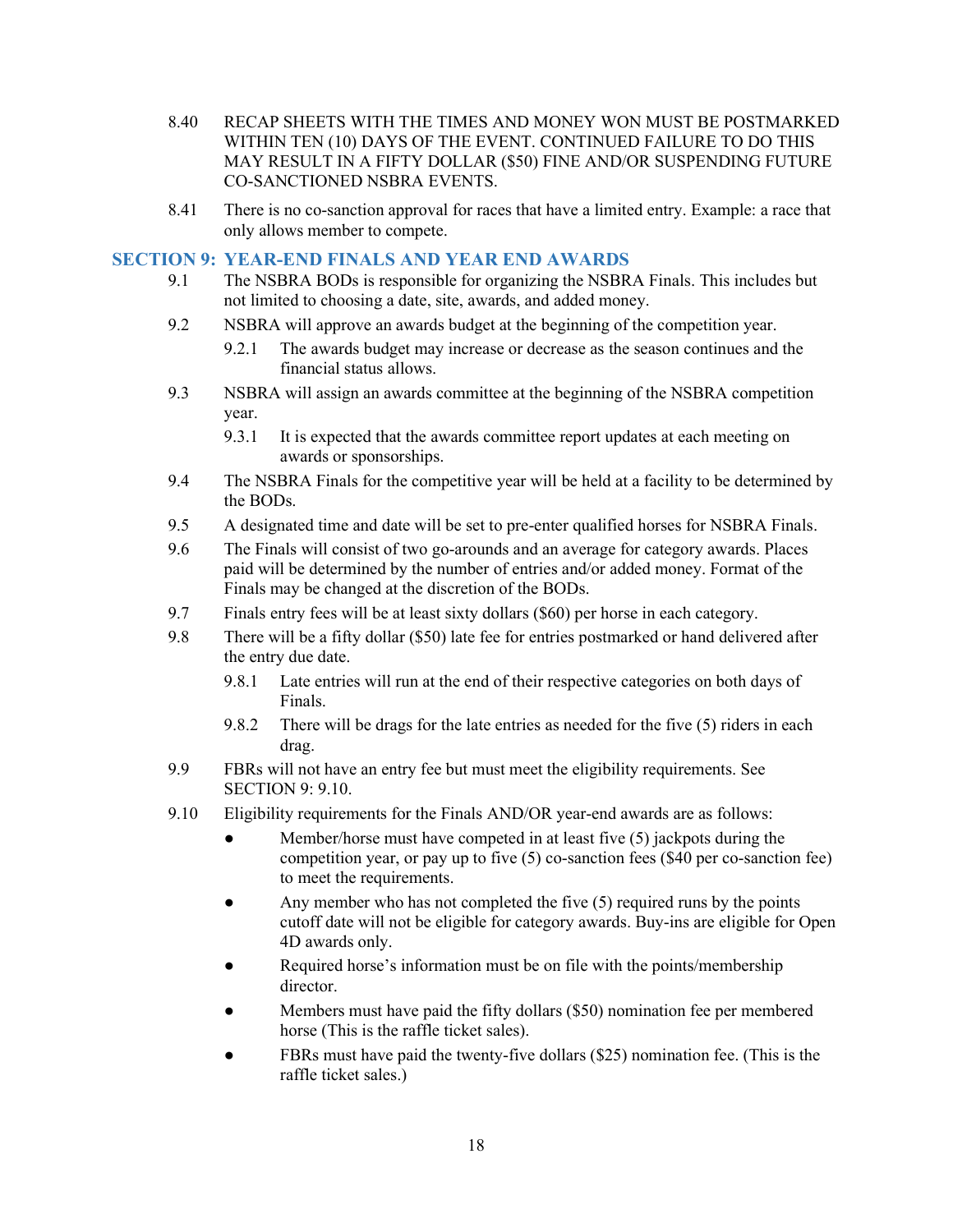8.40 RECAP SHEETS WITH THE TIMES AND MONEY WON MUST BE POSTMARKED WITHIN TEN (10) DAYS OF THE EVENT. CONTINUED FAILURE TO DO THIS MAY RESULT IN A FIFTY DOLLAR ($50) FINE AND/OR SUSPENDING FUTURE CO-SANCTIONED NSBRA EVENTS.

8.41 There is no co-sanction approval for races that have a limited entry. Example: a race that only allows member to compete.

## SECTION 9: YEAR-END FINALS AND YEAR END AWARDS

9.1 The NSBRA BODs is responsible for organizing the NSBRA Finals. This includes but not limited to choosing a date, site, awards, and added money.

9.2 NSBRA will approve an awards budget at the beginning of the competition year.

- 9.2.1 The awards budget may increase or decrease as the season continues and the financial status allows.

9.3 NSBRA will assign an awards committee at the beginning of the NSBRA competition year.

- 9.3.1 It is expected that the awards committee report updates at each meeting on awards or sponsorships.

9.4 The NSBRA Finals for the competitive year will be held at a facility to be determined by the BODs.

9.5 A designated time and date will be set to pre-enter qualified horses for NSBRA Finals.

9.6 The Finals will consist of two go-arounds and an average for category awards. Places paid will be determined by the number of entries and/or added money. Format of the Finals may be changed at the discretion of the BODs.

9.7 Finals entry fees will be at least sixty dollars ($60) per horse in each category.

9.8 There will be a fifty dollar ($50) late fee for entries postmarked or hand delivered after the entry due date.

- 9.8.1 Late entries will run at the end of their respective categories on both days of Finals.
- 9.8.2 There will be drags for the late entries as needed for the five (5) riders in each drag.

9.9 FBRs will not have an entry fee but must meet the eligibility requirements. See SECTION 9: 9.10.

9.10 Eligibility requirements for the Finals AND/OR year-end awards are as follows:

- Member/horse must have competed in at least five (5) jackpots during the competition year, or pay up to five (5) co-sanction fees ($40 per co-sanction fee) to meet the requirements.
- Any member who has not completed the five (5) required runs by the points cutoff date will not be eligible for category awards. Buy-ins are eligible for Open 4D awards only.
- Required horse's information must be on file with the points/membership director.
- Members must have paid the fifty dollars ($50) nomination fee per membered horse (This is the raffle ticket sales).
- FBRs must have paid the twenty-five dollars ($25) nomination fee. (This is the raffle ticket sales.)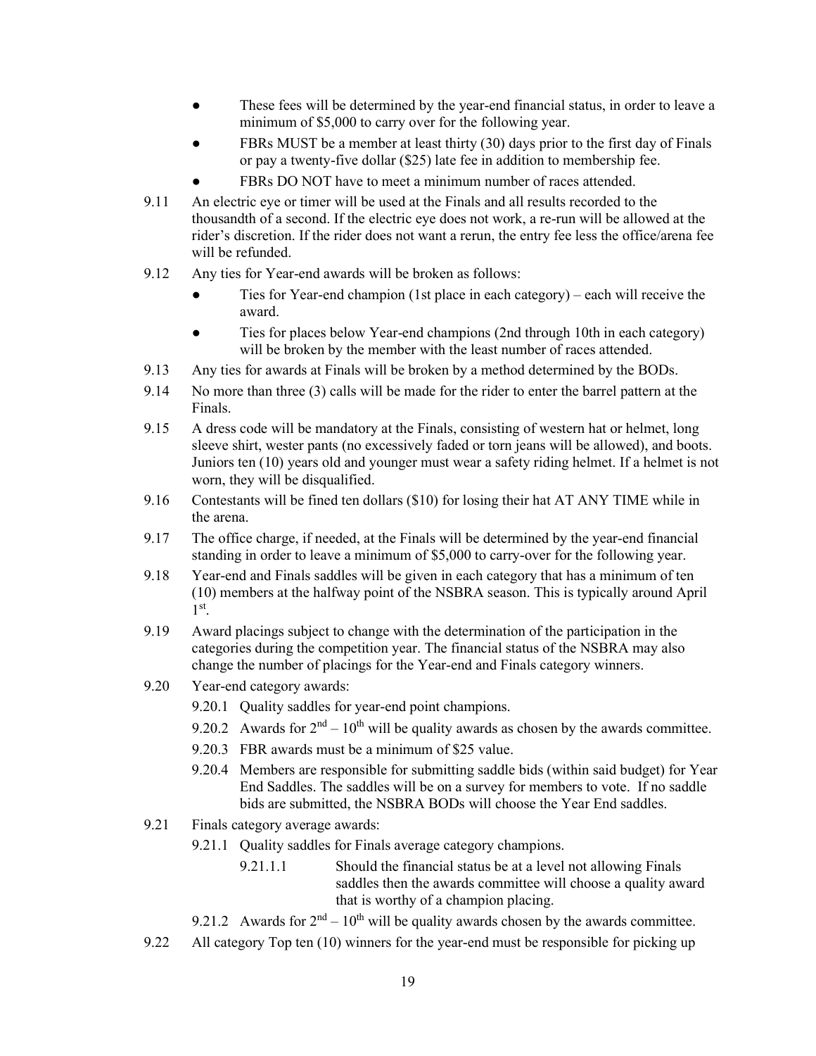- These fees will be determined by the year-end financial status, in order to leave a minimum of $5,000 to carry over for the following year.
- FBRs MUST be a member at least thirty (30) days prior to the first day of Finals or pay a twenty-five dollar ($25) late fee in addition to membership fee.
- FBRs DO NOT have to meet a minimum number of races attended.

9.11 An electric eye or timer will be used at the Finals and all results recorded to the thousandth of a second. If the electric eye does not work, a re-run will be allowed at the rider's discretion. If the rider does not want a rerun, the entry fee less the office/arena fee will be refunded.

9.12 Any ties for Year-end awards will be broken as follows:

- Ties for Year-end champion (1st place in each category) – each will receive the award.
- Ties for places below Year-end champions (2nd through 10th in each category) will be broken by the member with the least number of races attended.

9.13 Any ties for awards at Finals will be broken by a method determined by the BODs.

9.14 No more than three (3) calls will be made for the rider to enter the barrel pattern at the Finals.

9.15 A dress code will be mandatory at the Finals, consisting of western hat or helmet, long sleeve shirt, wester pants (no excessively faded or torn jeans will be allowed), and boots. Juniors ten (10) years old and younger must wear a safety riding helmet. If a helmet is not worn, they will be disqualified.

9.16 Contestants will be fined ten dollars ($10) for losing their hat AT ANY TIME while in the arena.

9.17 The office charge, if needed, at the Finals will be determined by the year-end financial standing in order to leave a minimum of $5,000 to carry-over for the following year.

9.18 Year-end and Finals saddles will be given in each category that has a minimum of ten (10) members at the halfway point of the NSBRA season. This is typically around April 1st.

9.19 Award placings subject to change with the determination of the participation in the categories during the competition year. The financial status of the NSBRA may also change the number of placings for the Year-end and Finals category winners.

9.20 Year-end category awards:

9.20.1 Quality saddles for year-end point champions.

9.20.2 Awards for 2nd – 10th will be quality awards as chosen by the awards committee.

9.20.3 FBR awards must be a minimum of $25 value.

9.20.4 Members are responsible for submitting saddle bids (within said budget) for Year End Saddles. The saddles will be on a survey for members to vote. If no saddle bids are submitted, the NSBRA BODs will choose the Year End saddles.

9.21 Finals category average awards:

9.21.1 Quality saddles for Finals average category champions.

9.21.1.1 Should the financial status be at a level not allowing Finals saddles then the awards committee will choose a quality award that is worthy of a champion placing.

9.21.2 Awards for 2nd – 10th will be quality awards chosen by the awards committee.

9.22 All category Top ten (10) winners for the year-end must be responsible for picking up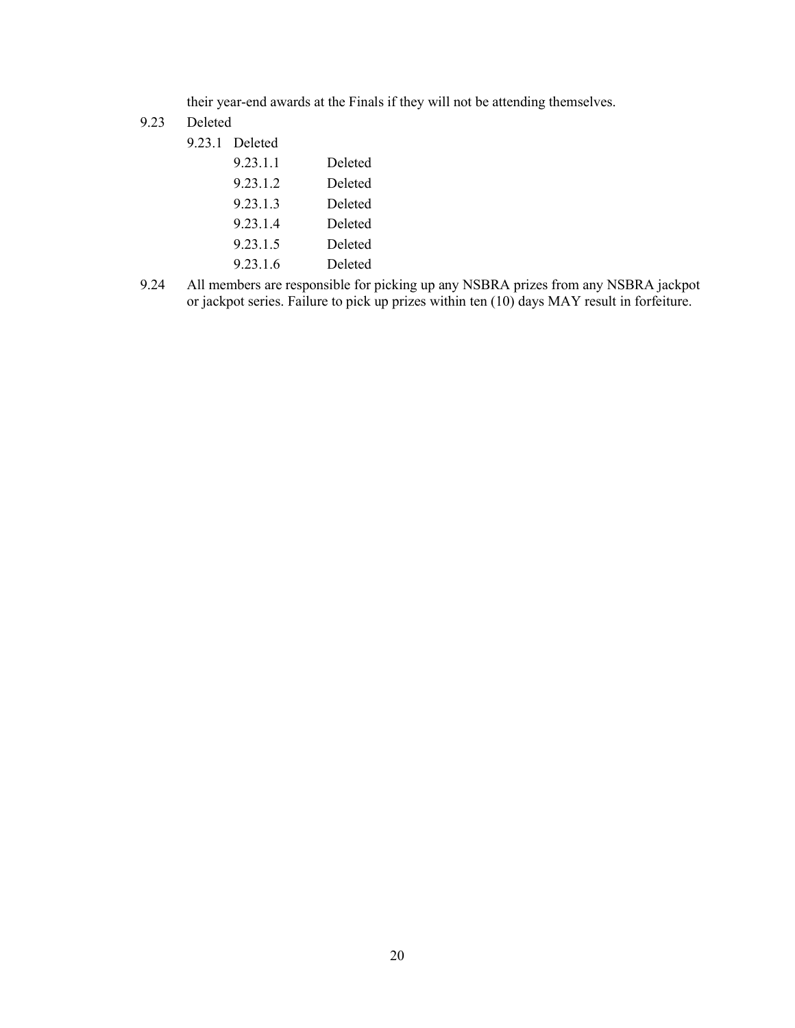their year-end awards at the Finals if they will not be attending themselves.

9.23 Deleted

- 9.23.1 Deleted
  - 9.23.1.1 Deleted
  - 9.23.1.2 Deleted
  - 9.23.1.3 Deleted
  - 9.23.1.4 Deleted
  - 9.23.1.5 Deleted
  - 9.23.1.6 Deleted

9.24 All members are responsible for picking up any NSBRA prizes from any NSBRA jackpot or jackpot series. Failure to pick up prizes within ten (10) days MAY result in forfeiture.